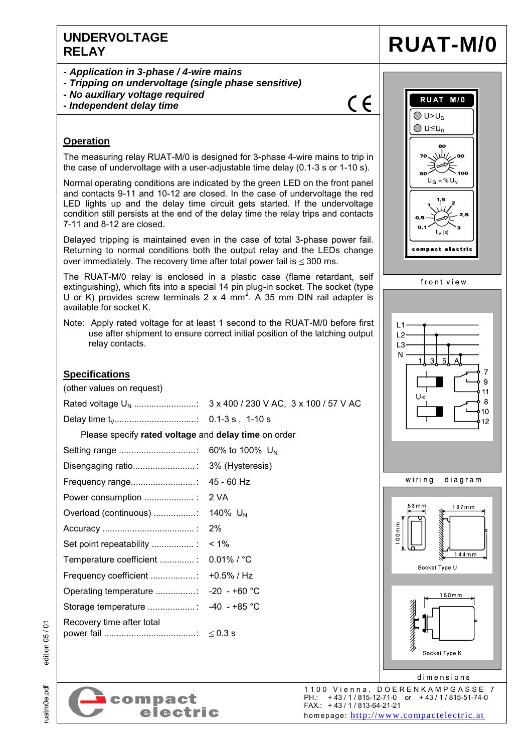# UNDERVOLTAGE RELAY

# RUAT-M/0

- ***Application in 3-phase / 4-wire mains***
- ***Tripping on undervoltage (single phase sensitive)***
- ***No auxiliary voltage required***
- ***Independent delay time***

CE

## Operation

The measuring relay RUAT-M/0 is designed for 3-phase 4-wire mains to trip in the case of undervoltage with a user-adjustable time delay (0.1-3 s or 1-10 s).

Normal operating conditions are indicated by the green LED on the front panel and contacts 9-11 and 10-12 are closed. In the case of undervoltage the red LED lights up and the delay time circuit gets started. If the undervoltage condition still persists at the end of the delay time the relay trips and contacts 7-11 and 8-12 are closed.

Delayed tripping is maintained even in the case of total 3-phase power fail. Returning to normal conditions both the output relay and the LEDs change over immediately. The recovery time after total power fail is ≤ 300 ms.

The RUAT-M/0 relay is enclosed in a plastic case (flame retardant, self extinguishing), which fits into a special 14 pin plug-in socket. The socket (type U or K) provides screw terminals 2 x 4 mm$^2$. A 35 mm DIN rail adapter is available for socket K.

Note: Apply rated voltage for at least 1 second to the RUAT-M/0 before first use after shipment to ensure correct initial position of the latching output relay contacts.

## Specifications

(other values on request)

| | |
|---|---|
| Rated voltage $U_N$ | 3 x 400 / 230 V AC, 3 x 100 / 57 V AC |
| Delay time $t_V$ | 0.1-3 s , 1-10 s |

Please specify **rated voltage** and **delay time** on order

| | |
|---|---|
| Setting range | 60% to 100% $U_N$ |
| Disengaging ratio | 3% (Hysteresis) |
| Frequency range | 45 - 60 Hz |
| Power consumption | 2 VA |
| Overload (continuous) | 140% $U_N$ |
| Accuracy | 2% |
| Set point repeatability | < 1% |
| Temperature coefficient | 0.01% / °C |
| Frequency coefficient | +0.5% / Hz |
| Operating temperature | -20 - +60 °C |
| Storage temperature | -40 - +85 °C |
| Recovery time after total power fail | ≤ 0.3 s |

RUAT M/0

U>U$_G$

U≤U$_G$

80, 70, 90, 60, 100

$U_G$ = % $U_N$

1,5, 1, 2, 0,5, 2,5, 0,1, 3

$t_V$ [s]

compact electric

front view

L1, L2, L3, N

1, 3, 5, A

7, 9, 11, 8, 10, 12

U<

wiring diagram

53mm, 137mm, 100mm, 144mm

Socket Type U

150mm

Socket Type K

dimensions

compact electric

1100 Vienna, DOERENKAMPGASSE 7
PH.: + 43 / 1 / 815-12-71-0 or + 43 / 1 / 815-51-74-0
FAX.: + 43 / 1 / 813-64-21-21
homepage: http://www.compactelectric.at

edition 05 / 01

ruatm0e.pdf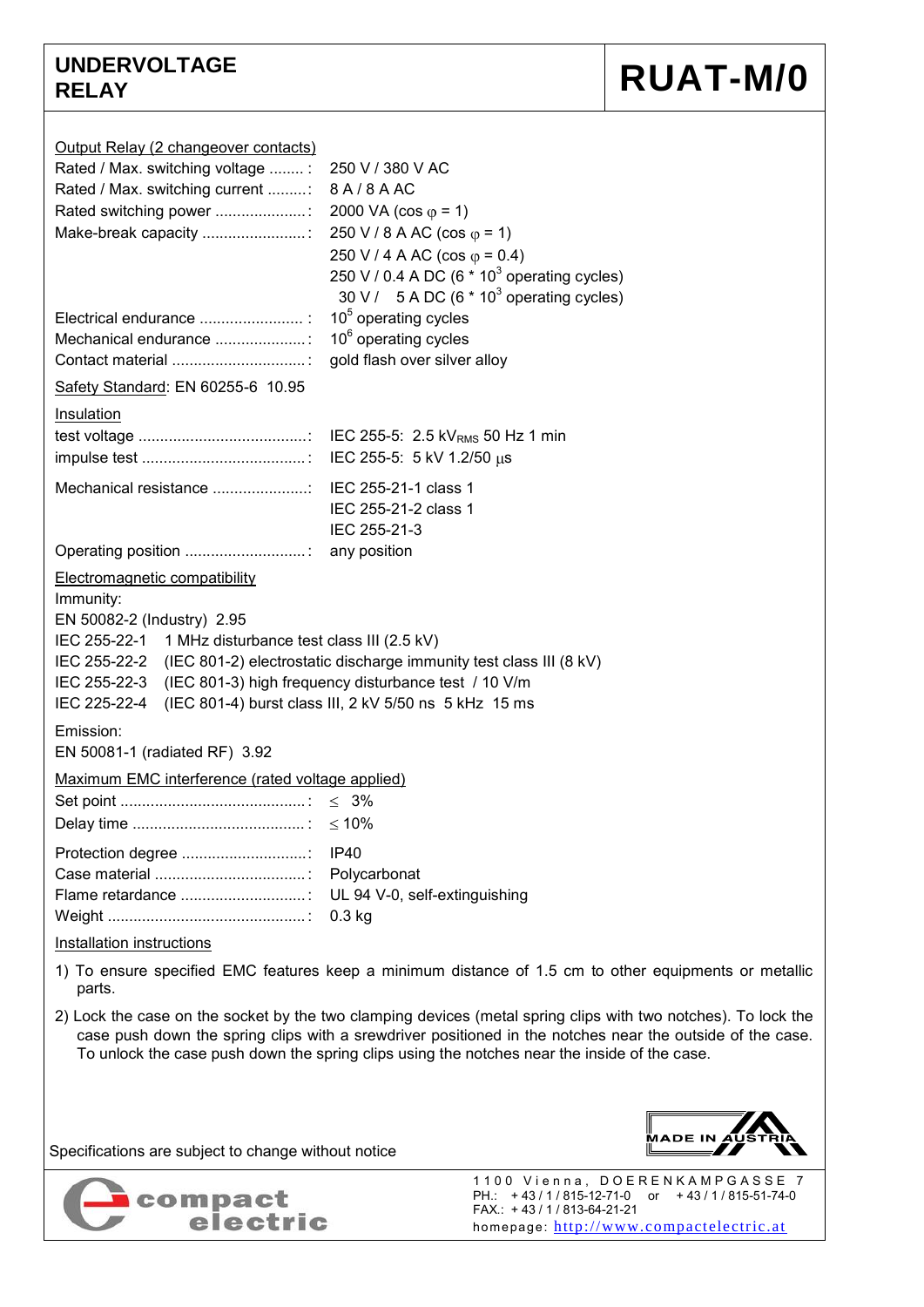# UNDERVOLTAGE RELAY

# RUAT-M/0

Output Relay (2 changeover contacts)

| | |
|---|---|
| Rated / Max. switching voltage ........: | 250 V / 380 V AC |
| Rated / Max. switching current .........: | 8 A / 8 A AC |
| Rated switching power .....................: | 2000 VA (cos φ = 1) |
| Make-break capacity ........................: | 250 V / 8 A AC (cos φ = 1) |
| | 250 V / 4 A AC (cos φ = 0.4) |
| | 250 V / 0.4 A DC (6 * $10^3$ operating cycles) |
| | 30 V / 5 A DC (6 * $10^3$ operating cycles) |
| Electrical endurance ........................: | $10^5$ operating cycles |
| Mechanical endurance .....................: | $10^6$ operating cycles |
| Contact material ...............................: | gold flash over silver alloy |

Safety Standard: EN 60255-6 10.95

Insulation

| | |
|---|---|
| test voltage .......................................: | IEC 255-5: 2.5 $kV_{RMS}$ 50 Hz 1 min |
| impulse test ......................................: | IEC 255-5: 5 kV 1.2/50 µs |
| Mechanical resistance ......................: | IEC 255-21-1 class 1 |
| | IEC 255-21-2 class 1 |
| | IEC 255-21-3 |
| Operating position ............................: | any position |

Electromagnetic compatibility

Immunity:

EN 50082-2 (Industry) 2.95

IEC 255-22-1 1 MHz disturbance test class III (2.5 kV)
IEC 255-22-2 (IEC 801-2) electrostatic discharge immunity test class III (8 kV)
IEC 255-22-3 (IEC 801-3) high frequency disturbance test / 10 V/m
IEC 225-22-4 (IEC 801-4) burst class III, 2 kV 5/50 ns 5 kHz 15 ms

Emission:

EN 50081-1 (radiated RF) 3.92

Maximum EMC interference (rated voltage applied)

| | |
|---|---|
| Set point ...........................................: | ≤ 3% |
| Delay time ........................................: | ≤ 10% |
| Protection degree .............................: | IP40 |
| Case material ...................................: | Polycarbonat |
| Flame retardance .............................: | UL 94 V-0, self-extinguishing |
| Weight ...............................................: | 0.3 kg |

Installation instructions

1) To ensure specified EMC features keep a minimum distance of 1.5 cm to other equipments or metallic parts.

2) Lock the case on the socket by the two clamping devices (metal spring clips with two notches). To lock the case push down the spring clips with a srewdriver positioned in the notches near the outside of the case. To unlock the case push down the spring clips using the notches near the inside of the case.

Specifications are subject to change without notice

MADE IN AUSTRIA

compact electric

1100 Vienna, DOERENKAMPGASSE 7
PH.: +43 / 1 / 815-12-71-0 or +43 / 1 / 815-51-74-0
FAX.: +43 / 1 / 813-64-21-21
homepage: http://www.compactelectric.at